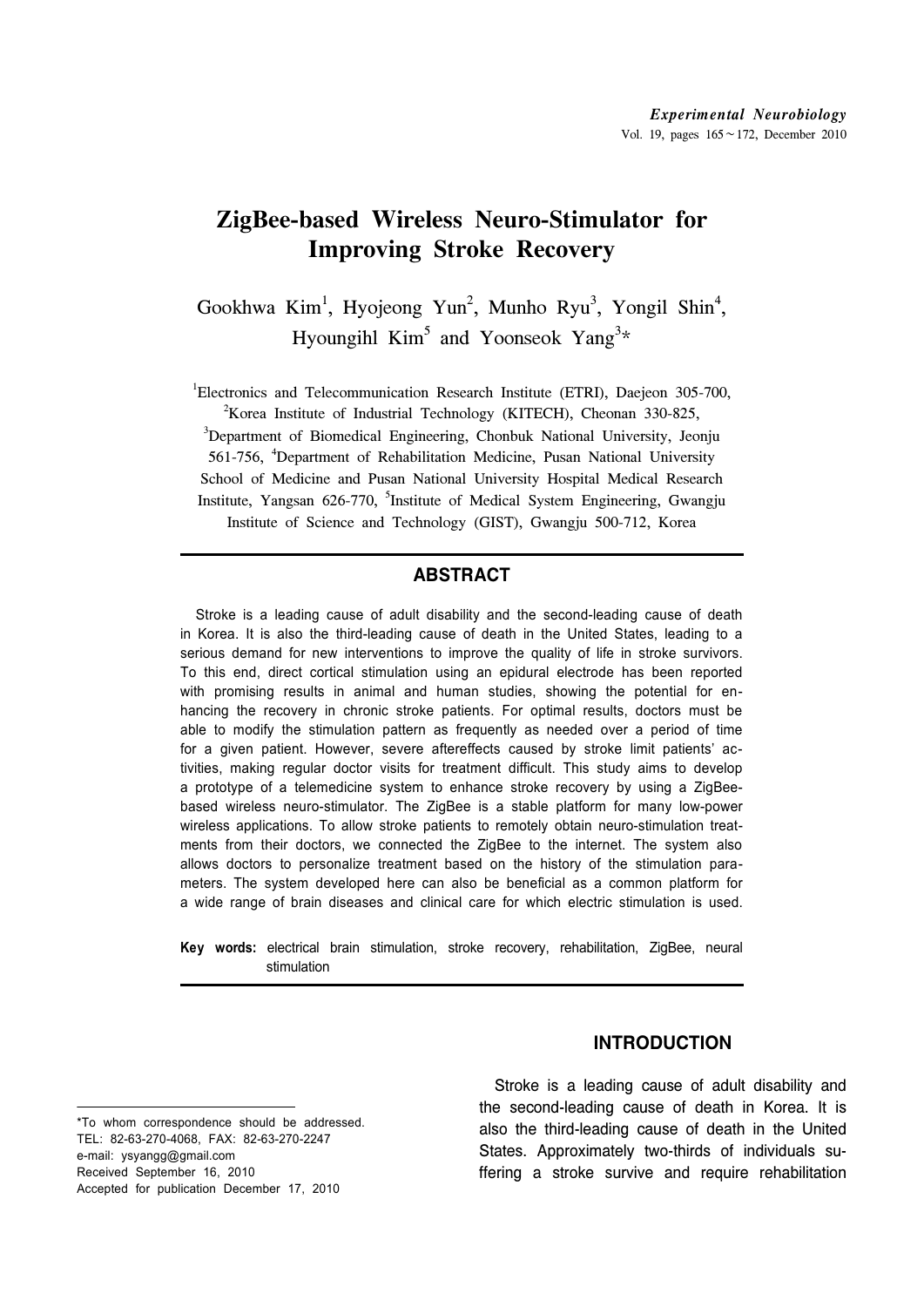# ZigBee-based Wireless Neuro-Stimulator for Improving Stroke Recovery

Gookhwa Kim[1], Hyojeong Yun[2], Munho Ryu[3], Yongil Shin[4], Hyoungihl Kim[5] and Yoonseok Yang[3]*

[1]Electronics and Telecommunication Research Institute (ETRI), Daejeon 305-700, [2]Korea Institute of Industrial Technology (KITECH), Cheonan 330-825, [3]Department of Biomedical Engineering, Chonbuk National University, Jeonju 561-756, [4]Department of Rehabilitation Medicine, Pusan National University School of Medicine and Pusan National University Hospital Medical Research Institute, Yangsan 626-770, [5]Institute of Medical System Engineering, Gwangju Institute of Science and Technology (GIST), Gwangju 500-712, Korea

## ABSTRACT

Stroke is a leading cause of adult disability and the second-leading cause of death in Korea. It is also the third-leading cause of death in the United States, leading to a serious demand for new interventions to improve the quality of life in stroke survivors. To this end, direct cortical stimulation using an epidural electrode has been reported with promising results in animal and human studies, showing the potential for enhancing the recovery in chronic stroke patients. For optimal results, doctors must be able to modify the stimulation pattern as frequently as needed over a period of time for a given patient. However, severe aftereffects caused by stroke limit patients' activities, making regular doctor visits for treatment difficult. This study aims to develop a prototype of a telemedicine system to enhance stroke recovery by using a ZigBee-based wireless neuro-stimulator. The ZigBee is a stable platform for many low-power wireless applications. To allow stroke patients to remotely obtain neuro-stimulation treatments from their doctors, we connected the ZigBee to the internet. The system also allows doctors to personalize treatment based on the history of the stimulation parameters. The system developed here can also be beneficial as a common platform for a wide range of brain diseases and clinical care for which electric stimulation is used.

**Key words:** electrical brain stimulation, stroke recovery, rehabilitation, ZigBee, neural stimulation

## INTRODUCTION

Stroke is a leading cause of adult disability and the second-leading cause of death in Korea. It is also the third-leading cause of death in the United States. Approximately two-thirds of individuals suffering a stroke survive and require rehabilitation

---

*To whom correspondence should be addressed.
TEL: 82-63-270-4068, FAX: 82-63-270-2247
e-mail: ysyangg@gmail.com
Received September 16, 2010
Accepted for publication December 17, 2010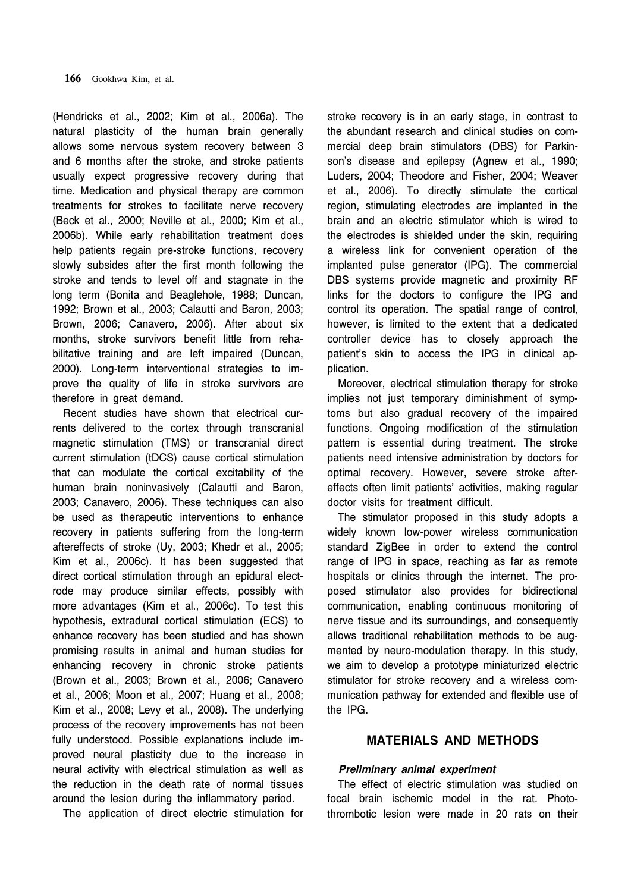(Hendricks et al., 2002; Kim et al., 2006a). The natural plasticity of the human brain generally allows some nervous system recovery between 3 and 6 months after the stroke, and stroke patients usually expect progressive recovery during that time. Medication and physical therapy are common treatments for strokes to facilitate nerve recovery (Beck et al., 2000; Neville et al., 2000; Kim et al., 2006b). While early rehabilitation treatment does help patients regain pre-stroke functions, recovery slowly subsides after the first month following the stroke and tends to level off and stagnate in the long term (Bonita and Beaglehole, 1988; Duncan, 1992; Brown et al., 2003; Calautti and Baron, 2003; Brown, 2006; Canavero, 2006). After about six months, stroke survivors benefit little from rehabilitative training and are left impaired (Duncan, 2000). Long-term interventional strategies to improve the quality of life in stroke survivors are therefore in great demand.

Recent studies have shown that electrical currents delivered to the cortex through transcranial magnetic stimulation (TMS) or transcranial direct current stimulation (tDCS) cause cortical stimulation that can modulate the cortical excitability of the human brain noninvasively (Calautti and Baron, 2003; Canavero, 2006). These techniques can also be used as therapeutic interventions to enhance recovery in patients suffering from the long-term aftereffects of stroke (Uy, 2003; Khedr et al., 2005; Kim et al., 2006c). It has been suggested that direct cortical stimulation through an epidural electrode may produce similar effects, possibly with more advantages (Kim et al., 2006c). To test this hypothesis, extradural cortical stimulation (ECS) to enhance recovery has been studied and has shown promising results in animal and human studies for enhancing recovery in chronic stroke patients (Brown et al., 2003; Brown et al., 2006; Canavero et al., 2006; Moon et al., 2007; Huang et al., 2008; Kim et al., 2008; Levy et al., 2008). The underlying process of the recovery improvements has not been fully understood. Possible explanations include improved neural plasticity due to the increase in neural activity with electrical stimulation as well as the reduction in the death rate of normal tissues around the lesion during the inflammatory period.

The application of direct electric stimulation for stroke recovery is in an early stage, in contrast to the abundant research and clinical studies on commercial deep brain stimulators (DBS) for Parkinson's disease and epilepsy (Agnew et al., 1990; Luders, 2004; Theodore and Fisher, 2004; Weaver et al., 2006). To directly stimulate the cortical region, stimulating electrodes are implanted in the brain and an electric stimulator which is wired to the electrodes is shielded under the skin, requiring a wireless link for convenient operation of the implanted pulse generator (IPG). The commercial DBS systems provide magnetic and proximity RF links for the doctors to configure the IPG and control its operation. The spatial range of control, however, is limited to the extent that a dedicated controller device has to closely approach the patient's skin to access the IPG in clinical application.

Moreover, electrical stimulation therapy for stroke implies not just temporary diminishment of symptoms but also gradual recovery of the impaired functions. Ongoing modification of the stimulation pattern is essential during treatment. The stroke patients need intensive administration by doctors for optimal recovery. However, severe stroke aftereffects often limit patients' activities, making regular doctor visits for treatment difficult.

The stimulator proposed in this study adopts a widely known low-power wireless communication standard ZigBee in order to extend the control range of IPG in space, reaching as far as remote hospitals or clinics through the internet. The proposed stimulator also provides for bidirectional communication, enabling continuous monitoring of nerve tissue and its surroundings, and consequently allows traditional rehabilitation methods to be augmented by neuro-modulation therapy. In this study, we aim to develop a prototype miniaturized electric stimulator for stroke recovery and a wireless communication pathway for extended and flexible use of the IPG.

## MATERIALS AND METHODS

### *Preliminary animal experiment*

The effect of electric stimulation was studied on focal brain ischemic model in the rat. Photothrombotic lesion were made in 20 rats on their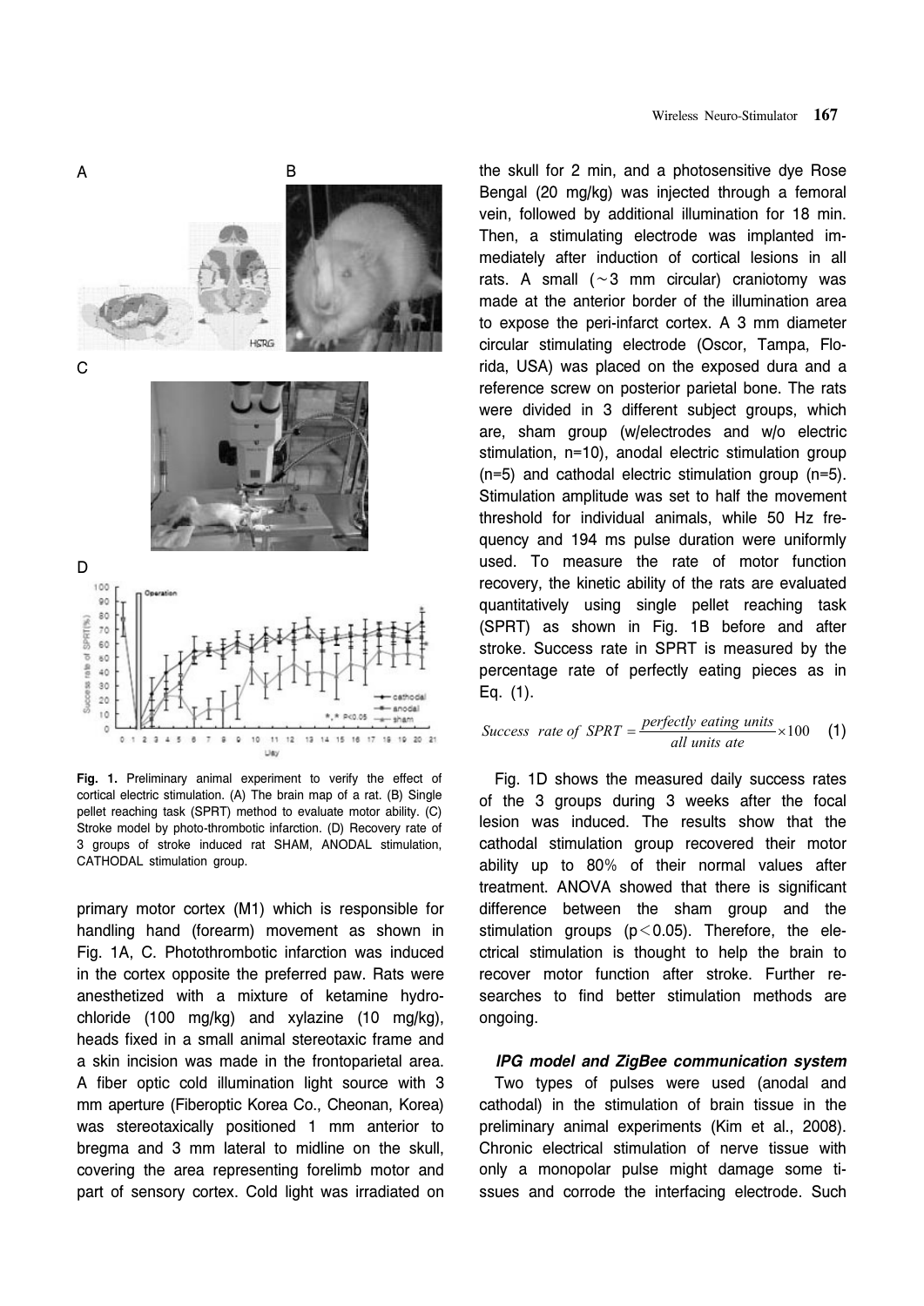Fig. 1. Preliminary animal experiment to verify the effect of cortical electric stimulation. (A) The brain map of a rat. (B) Single pellet reaching task (SPRT) method to evaluate motor ability. (C) Stroke model by photo-thrombotic infarction. (D) Recovery rate of 3 groups of stroke induced rat SHAM, ANODAL stimulation, CATHODAL stimulation group.

primary motor cortex (M1) which is responsible for handling hand (forearm) movement as shown in Fig. 1A, C. Photothrombotic infarction was induced in the cortex opposite the preferred paw. Rats were anesthetized with a mixture of ketamine hydrochloride (100 mg/kg) and xylazine (10 mg/kg), heads fixed in a small animal stereotaxic frame and a skin incision was made in the frontoparietal area. A fiber optic cold illumination light source with 3 mm aperture (Fiberoptic Korea Co., Cheonan, Korea) was stereotaxically positioned 1 mm anterior to bregma and 3 mm lateral to midline on the skull, covering the area representing forelimb motor and part of sensory cortex. Cold light was irradiated on the skull for 2 min, and a photosensitive dye Rose Bengal (20 mg/kg) was injected through a femoral vein, followed by additional illumination for 18 min. Then, a stimulating electrode was implanted immediately after induction of cortical lesions in all rats. A small (~3 mm circular) craniotomy was made at the anterior border of the illumination area to expose the peri-infarct cortex. A 3 mm diameter circular stimulating electrode (Oscor, Tampa, Florida, USA) was placed on the exposed dura and a reference screw on posterior parietal bone. The rats were divided in 3 different subject groups, which are, sham group (w/electrodes and w/o electric stimulation, n=10), anodal electric stimulation group (n=5) and cathodal electric stimulation group (n=5). Stimulation amplitude was set to half the movement threshold for individual animals, while 50 Hz frequency and 194 ms pulse duration were uniformly used. To measure the rate of motor function recovery, the kinetic ability of the rats are evaluated quantitatively using single pellet reaching task (SPRT) as shown in Fig. 1B before and after stroke. Success rate in SPRT is measured by the percentage rate of perfectly eating pieces as in Eq. (1).

$$Success\ \ rate\ of\ SPRT = \frac{perfectly\ eating\ units}{all\ units\ ate} \times 100 \quad (1)$$

Fig. 1D shows the measured daily success rates of the 3 groups during 3 weeks after the focal lesion was induced. The results show that the cathodal stimulation group recovered their motor ability up to 80% of their normal values after treatment. ANOVA showed that there is significant difference between the sham group and the stimulation groups ($p<0.05$). Therefore, the electrical stimulation is thought to help the brain to recover motor function after stroke. Further researches to find better stimulation methods are ongoing.

#### *IPG model and ZigBee communication system*

Two types of pulses were used (anodal and cathodal) in the stimulation of brain tissue in the preliminary animal experiments (Kim et al., 2008). Chronic electrical stimulation of nerve tissue with only a monopolar pulse might damage some tissues and corrode the interfacing electrode. Such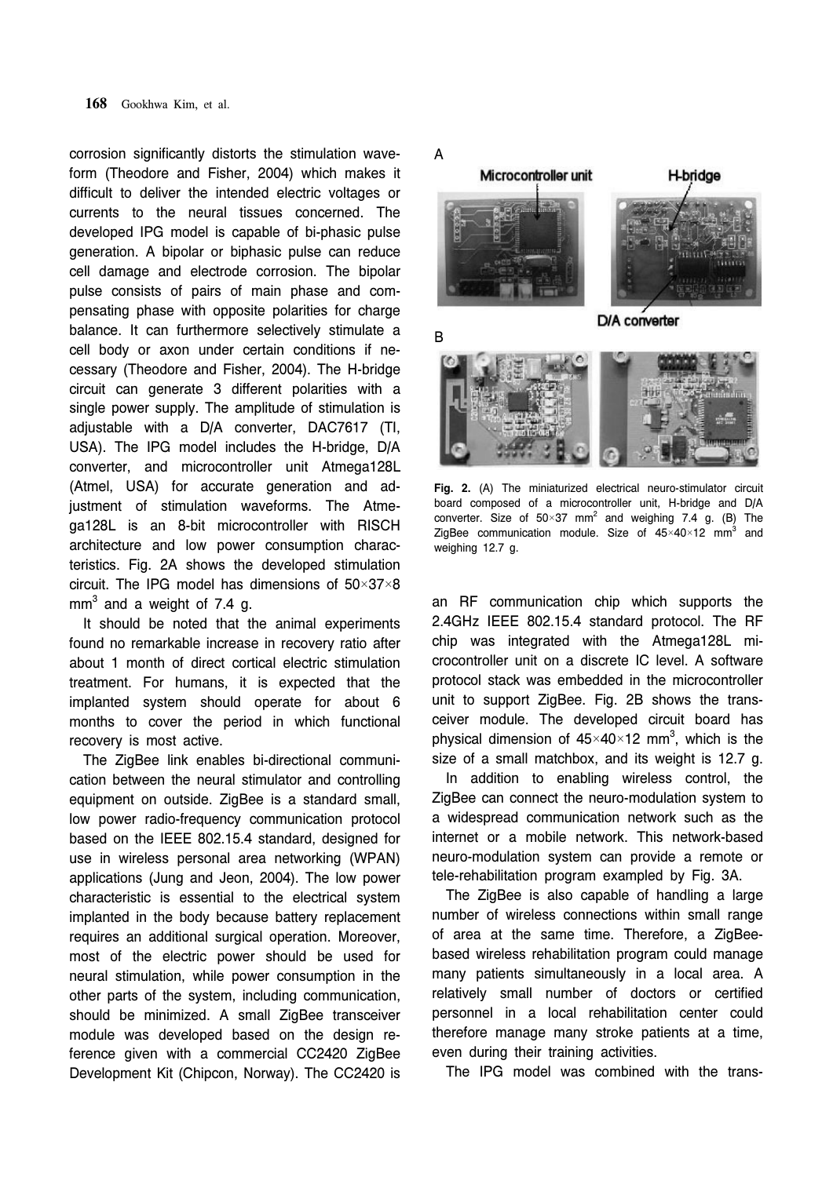corrosion significantly distorts the stimulation waveform (Theodore and Fisher, 2004) which makes it difficult to deliver the intended electric voltages or currents to the neural tissues concerned. The developed IPG model is capable of bi-phasic pulse generation. A bipolar or biphasic pulse can reduce cell damage and electrode corrosion. The bipolar pulse consists of pairs of main phase and compensating phase with opposite polarities for charge balance. It can furthermore selectively stimulate a cell body or axon under certain conditions if necessary (Theodore and Fisher, 2004). The H-bridge circuit can generate 3 different polarities with a single power supply. The amplitude of stimulation is adjustable with a D/A converter, DAC7617 (TI, USA). The IPG model includes the H-bridge, D/A converter, and microcontroller unit Atmega128L (Atmel, USA) for accurate generation and adjustment of stimulation waveforms. The Atmega128L is an 8-bit microcontroller with RISCH architecture and low power consumption characteristics. Fig. 2A shows the developed stimulation circuit. The IPG model has dimensions of 50×37×8 $mm^3$ and a weight of 7.4 g.

It should be noted that the animal experiments found no remarkable increase in recovery ratio after about 1 month of direct cortical electric stimulation treatment. For humans, it is expected that the implanted system should operate for about 6 months to cover the period in which functional recovery is most active.

The ZigBee link enables bi-directional communication between the neural stimulator and controlling equipment on outside. ZigBee is a standard small, low power radio-frequency communication protocol based on the IEEE 802.15.4 standard, designed for use in wireless personal area networking (WPAN) applications (Jung and Jeon, 2004). The low power characteristic is essential to the electrical system implanted in the body because battery replacement requires an additional surgical operation. Moreover, most of the electric power should be used for neural stimulation, while power consumption in the other parts of the system, including communication, should be minimized. A small ZigBee transceiver module was developed based on the design reference given with a commercial CC2420 ZigBee Development Kit (Chipcon, Norway). The CC2420 is an RF communication chip which supports the 2.4GHz IEEE 802.15.4 standard protocol. The RF chip was integrated with the Atmega128L microcontroller unit on a discrete IC level. A software protocol stack was embedded in the microcontroller unit to support ZigBee. Fig. 2B shows the transceiver module. The developed circuit board has physical dimension of 45×40×12 $mm^3$, which is the size of a small matchbox, and its weight is 12.7 g.

**Fig. 2.** (A) The miniaturized electrical neuro-stimulator circuit board composed of a microcontroller unit, H-bridge and D/A converter. Size of 50×37 $mm^2$ and weighing 7.4 g. (B) The ZigBee communication module. Size of 45×40×12 $mm^3$ and weighing 12.7 g.

In addition to enabling wireless control, the ZigBee can connect the neuro-modulation system to a widespread communication network such as the internet or a mobile network. This network-based neuro-modulation system can provide a remote or tele-rehabilitation program exampled by Fig. 3A.

The ZigBee is also capable of handling a large number of wireless connections within small range of area at the same time. Therefore, a ZigBee-based wireless rehabilitation program could manage many patients simultaneously in a local area. A relatively small number of doctors or certified personnel in a local rehabilitation center could therefore manage many stroke patients at a time, even during their training activities.

The IPG model was combined with the trans-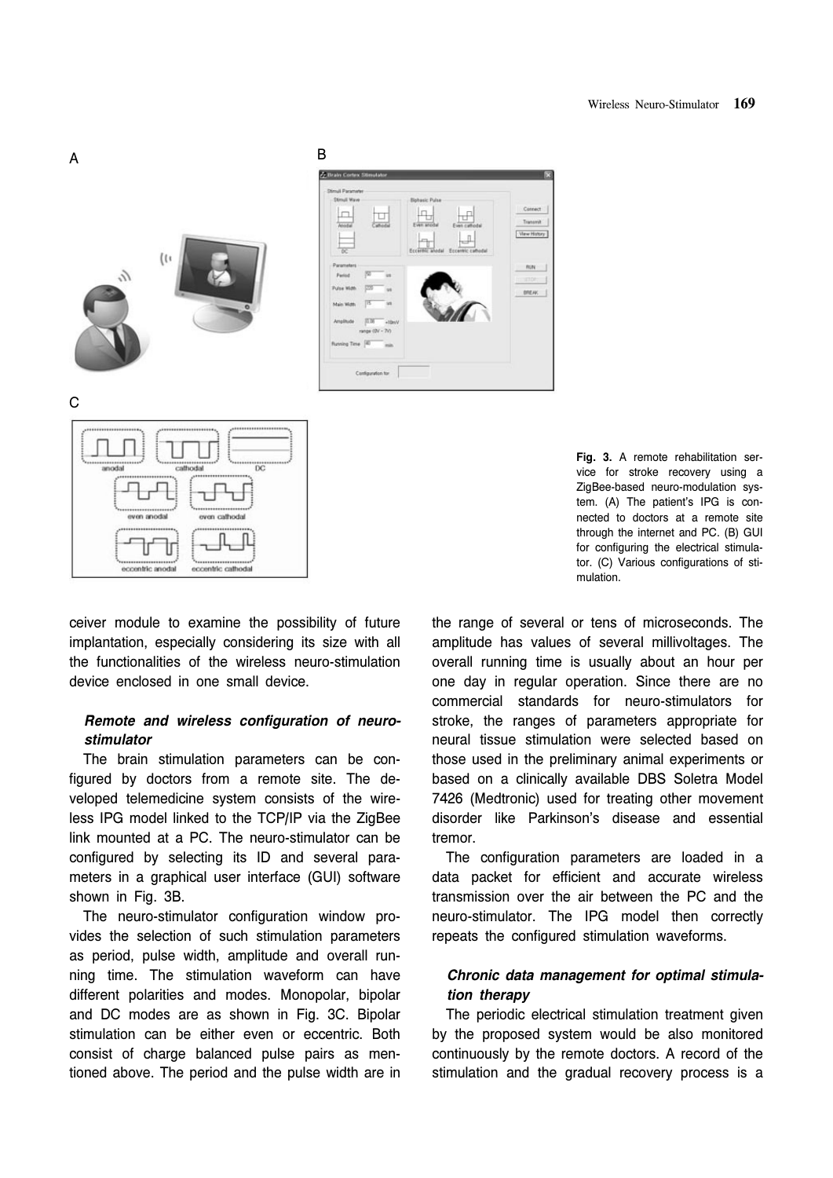Fig. 3. A remote rehabilitation service for stroke recovery using a ZigBee-based neuro-modulation system. (A) The patient's IPG is connected to doctors at a remote site through the internet and PC. (B) GUI for configuring the electrical stimulator. (C) Various configurations of stimulation.

ceiver module to examine the possibility of future implantation, especially considering its size with all the functionalities of the wireless neuro-stimulation device enclosed in one small device.

***Remote and wireless configuration of neuro-stimulator***

The brain stimulation parameters can be configured by doctors from a remote site. The developed telemedicine system consists of the wireless IPG model linked to the TCP/IP via the ZigBee link mounted at a PC. The neuro-stimulator can be configured by selecting its ID and several parameters in a graphical user interface (GUI) software shown in Fig. 3B.

The neuro-stimulator configuration window provides the selection of such stimulation parameters as period, pulse width, amplitude and overall running time. The stimulation waveform can have different polarities and modes. Monopolar, bipolar and DC modes are as shown in Fig. 3C. Bipolar stimulation can be either even or eccentric. Both consist of charge balanced pulse pairs as mentioned above. The period and the pulse width are in the range of several or tens of microseconds. The amplitude has values of several millivoltages. The overall running time is usually about an hour per one day in regular operation. Since there are no commercial standards for neuro-stimulators for stroke, the ranges of parameters appropriate for neural tissue stimulation were selected based on those used in the preliminary animal experiments or based on a clinically available DBS Soletra Model 7426 (Medtronic) used for treating other movement disorder like Parkinson's disease and essential tremor.

The configuration parameters are loaded in a data packet for efficient and accurate wireless transmission over the air between the PC and the neuro-stimulator. The IPG model then correctly repeats the configured stimulation waveforms.

***Chronic data management for optimal stimulation therapy***

The periodic electrical stimulation treatment given by the proposed system would be also monitored continuously by the remote doctors. A record of the stimulation and the gradual recovery process is a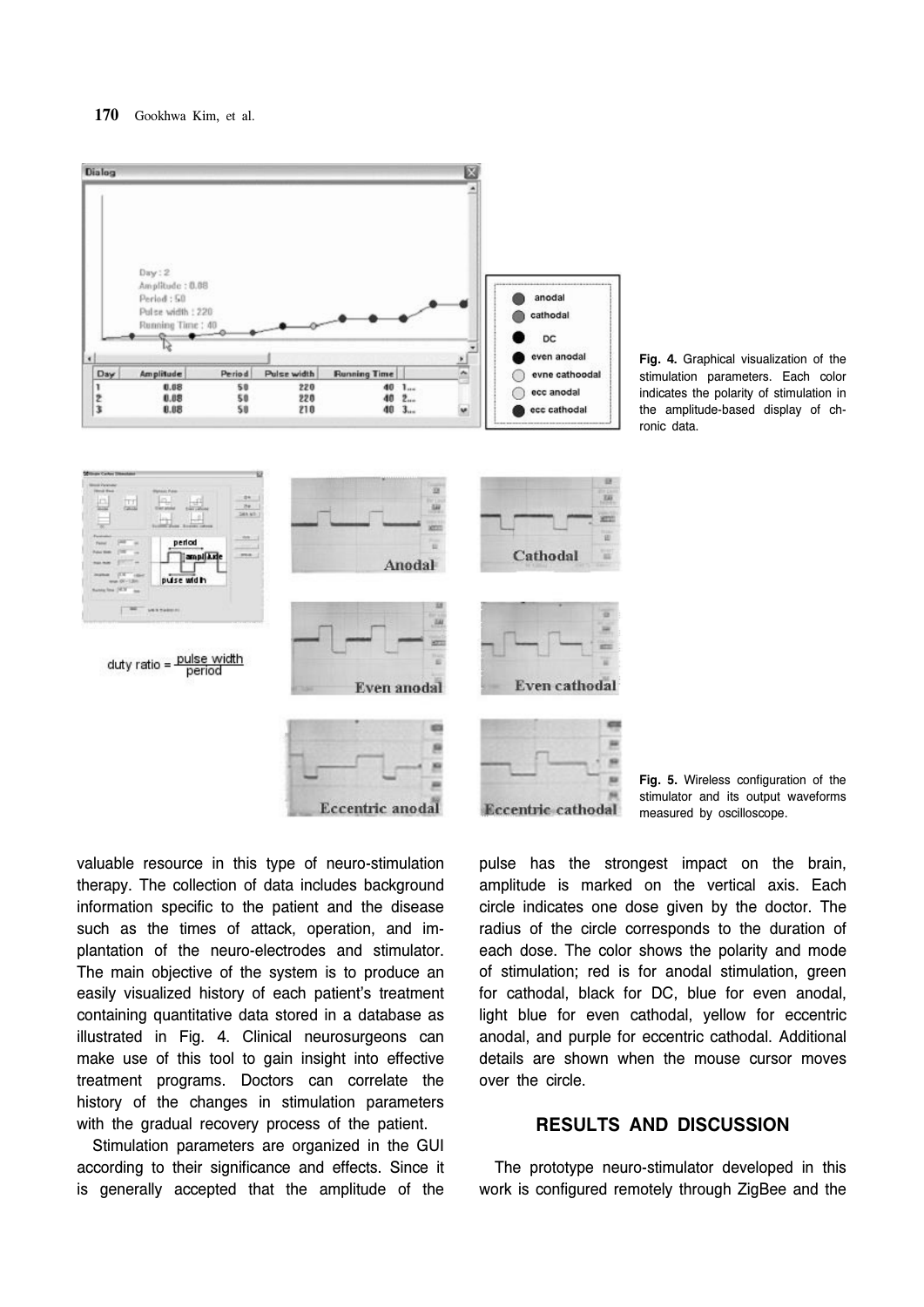Fig. 4. Graphical visualization of the stimulation parameters. Each color indicates the polarity of stimulation in the amplitude-based display of chronic data.

Fig. 5. Wireless configuration of the stimulator and its output waveforms measured by oscilloscope.

valuable resource in this type of neuro-stimulation therapy. The collection of data includes background information specific to the patient and the disease such as the times of attack, operation, and implantation of the neuro-electrodes and stimulator. The main objective of the system is to produce an easily visualized history of each patient's treatment containing quantitative data stored in a database as illustrated in Fig. 4. Clinical neurosurgeons can make use of this tool to gain insight into effective treatment programs. Doctors can correlate the history of the changes in stimulation parameters with the gradual recovery process of the patient.

Stimulation parameters are organized in the GUI according to their significance and effects. Since it is generally accepted that the amplitude of the pulse has the strongest impact on the brain, amplitude is marked on the vertical axis. Each circle indicates one dose given by the doctor. The radius of the circle corresponds to the duration of each dose. The color shows the polarity and mode of stimulation; red is for anodal stimulation, green for cathodal, black for DC, blue for even anodal, light blue for even cathodal, yellow for eccentric anodal, and purple for eccentric cathodal. Additional details are shown when the mouse cursor moves over the circle.

## RESULTS AND DISCUSSION

The prototype neuro-stimulator developed in this work is configured remotely through ZigBee and the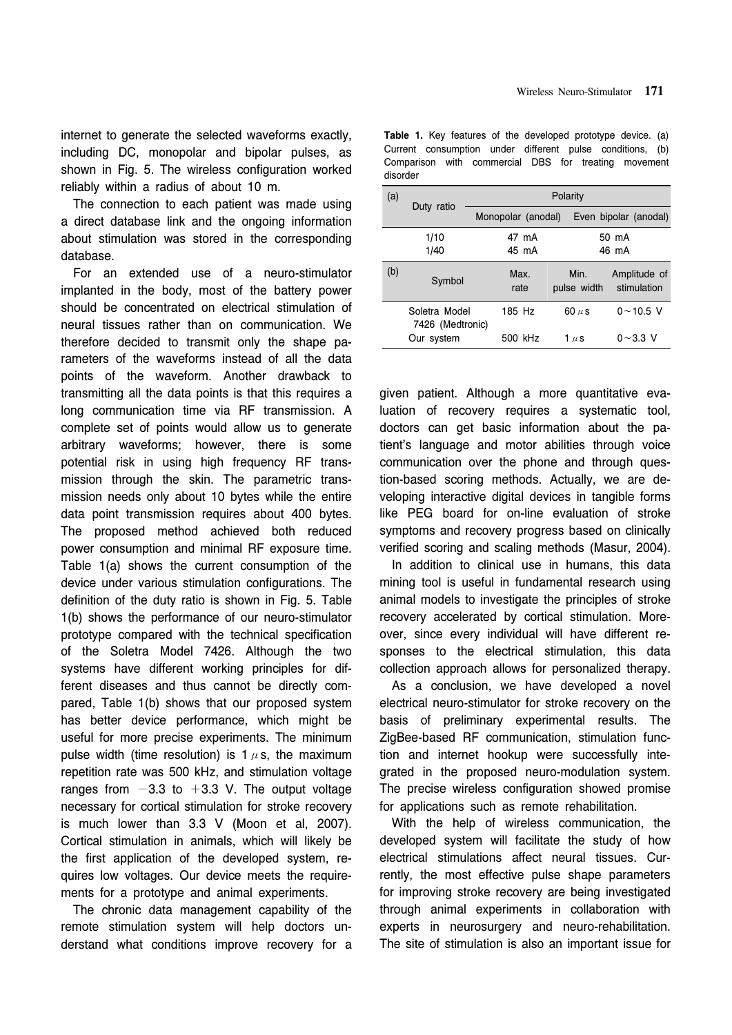internet to generate the selected waveforms exactly, including DC, monopolar and bipolar pulses, as shown in Fig. 5. The wireless configuration worked reliably within a radius of about 10 m.

The connection to each patient was made using a direct database link and the ongoing information about stimulation was stored in the corresponding database.

For an extended use of a neuro-stimulator implanted in the body, most of the battery power should be concentrated on electrical stimulation of neural tissues rather than on communication. We therefore decided to transmit only the shape parameters of the waveforms instead of all the data points of the waveform. Another drawback to transmitting all the data points is that this requires a long communication time via RF transmission. A complete set of points would allow us to generate arbitrary waveforms; however, there is some potential risk in using high frequency RF transmission through the skin. The parametric transmission needs only about 10 bytes while the entire data point transmission requires about 400 bytes. The proposed method achieved both reduced power consumption and minimal RF exposure time. Table 1(a) shows the current consumption of the device under various stimulation configurations. The definition of the duty ratio is shown in Fig. 5. Table 1(b) shows the performance of our neuro-stimulator prototype compared with the technical specification of the Soletra Model 7426. Although the two systems have different working principles for different diseases and thus cannot be directly compared, Table 1(b) shows that our proposed system has better device performance, which might be useful for more precise experiments. The minimum pulse width (time resolution) is 1 $\mu$s, the maximum repetition rate was 500 kHz, and stimulation voltage ranges from $-3.3$ to $+3.3$ V. The output voltage necessary for cortical stimulation for stroke recovery is much lower than 3.3 V (Moon et al, 2007). Cortical stimulation in animals, which will likely be the first application of the developed system, requires low voltages. Our device meets the requirements for a prototype and animal experiments.

The chronic data management capability of the remote stimulation system will help doctors understand what conditions improve recovery for a given patient. Although a more quantitative evaluation of recovery requires a systematic tool, doctors can get basic information about the patient's language and motor abilities through voice communication over the phone and through question-based scoring methods. Actually, we are developing interactive digital devices in tangible forms like PEG board for on-line evaluation of stroke symptoms and recovery progress based on clinically verified scoring and scaling methods (Masur, 2004).

**Table 1.** Key features of the developed prototype device. (a) Current consumption under different pulse conditions, (b) Comparison with commercial DBS for treating movement disorder

| (a) Duty ratio | Polarity: Monopolar (anodal) | Polarity: Even bipolar (anodal) |
|---|---|---|
| 1/10 | 47 mA | 50 mA |
| 1/40 | 45 mA | 46 mA |

| (b) Symbol | Max. rate | Min. pulse width | Amplitude of stimulation |
|---|---|---|---|
| Soletra Model 7426 (Medtronic) | 185 Hz | 60 $\mu$s | 0∼10.5 V |
| Our system | 500 kHz | 1 $\mu$s | 0∼3.3 V |

In addition to clinical use in humans, this data mining tool is useful in fundamental research using animal models to investigate the principles of stroke recovery accelerated by cortical stimulation. Moreover, since every individual will have different responses to the electrical stimulation, this data collection approach allows for personalized therapy.

As a conclusion, we have developed a novel electrical neuro-stimulator for stroke recovery on the basis of preliminary experimental results. The ZigBee-based RF communication, stimulation function and internet hookup were successfully integrated in the proposed neuro-modulation system. The precise wireless configuration showed promise for applications such as remote rehabilitation.

With the help of wireless communication, the developed system will facilitate the study of how electrical stimulations affect neural tissues. Currently, the most effective pulse shape parameters for improving stroke recovery are being investigated through animal experiments in collaboration with experts in neurosurgery and neuro-rehabilitation. The site of stimulation is also an important issue for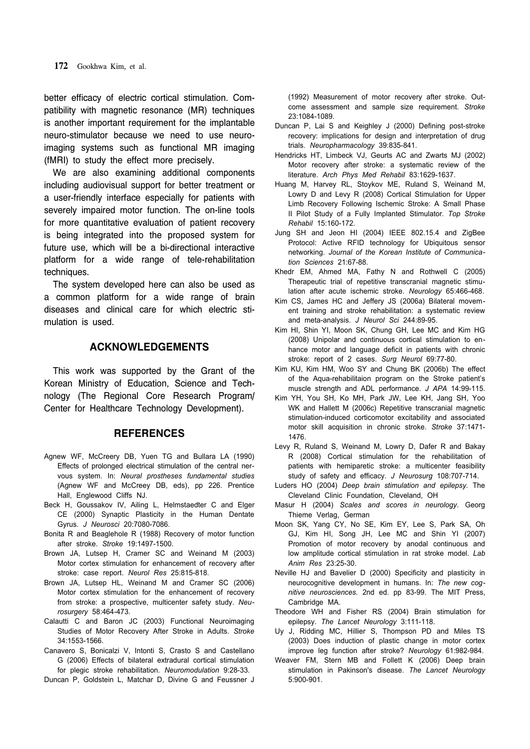better efficacy of electric cortical stimulation. Compatibility with magnetic resonance (MR) techniques is another important requirement for the implantable neuro-stimulator because we need to use neuroimaging systems such as functional MR imaging (fMRI) to study the effect more precisely.

We are also examining additional components including audiovisual support for better treatment or a user-friendly interface especially for patients with severely impaired motor function. The on-line tools for more quantitative evaluation of patient recovery is being integrated into the proposed system for future use, which will be a bi-directional interactive platform for a wide range of tele-rehabilitation techniques.

The system developed here can also be used as a common platform for a wide range of brain diseases and clinical care for which electric stimulation is used.

## ACKNOWLEDGEMENTS

This work was supported by the Grant of the Korean Ministry of Education, Science and Technology (The Regional Core Research Program/ Center for Healthcare Technology Development).

## REFERENCES

Agnew WF, McCreery DB, Yuen TG and Bullara LA (1990) Effects of prolonged electrical stimulation of the central nervous system. In: *Neural prostheses fundamental studies* (Agnew WF and McCreey DB, eds), pp 226. Prentice Hall, Englewood Cliffs NJ.

Beck H, Goussakov IV, Ailing L, Helmstaedter C and Elger CE (2000) Synaptic Plasticity in the Human Dentate Gyrus. *J Neurosci* 20:7080-7086.

Bonita R and Beaglehole R (1988) Recovery of motor function after stroke. *Stroke* 19:1497-1500.

Brown JA, Lutsep H, Cramer SC and Weinand M (2003) Motor cortex stimulation for enhancement of recovery after stroke: case report. *Neurol Res* 25:815-818.

Brown JA, Lutsep HL, Weinand M and Cramer SC (2006) Motor cortex stimulation for the enhancement of recovery from stroke: a prospective, multicenter safety study. *Neurosurgery* 58:464-473.

Calautti C and Baron JC (2003) Functional Neuroimaging Studies of Motor Recovery After Stroke in Adults. *Stroke* 34:1553-1566.

Canavero S, Bonicalzi V, Intonti S, Crasto S and Castellano G (2006) Effects of bilateral extradural cortical stimulation for plegic stroke rehabilitation. *Neuromodulation* 9:28-33.

Duncan P, Goldstein L, Matchar D, Divine G and Feussner J (1992) Measurement of motor recovery after stroke. Outcome assessment and sample size requirement. *Stroke* 23:1084-1089.

Duncan P, Lai S and Keighley J (2000) Defining post-stroke recovery: implications for design and interpretation of drug trials. *Neuropharmacology* 39:835-841.

Hendricks HT, Limbeck VJ, Geurts AC and Zwarts MJ (2002) Motor recovery after stroke: a systematic review of the literature. *Arch Phys Med Rehabil* 83:1629-1637.

Huang M, Harvey RL, Stoykov ME, Ruland S, Weinand M, Lowry D and Levy R (2008) Cortical Stimulation for Upper Limb Recovery Following Ischemic Stroke: A Small Phase II Pilot Study of a Fully Implanted Stimulator. *Top Stroke Rehabil* 15:160-172.

Jung SH and Jeon HI (2004) IEEE 802.15.4 and ZigBee Protocol: Active RFID technology for Ubiquitous sensor networking. *Journal of the Korean Institute of Communication Sciences* 21:67-88.

Khedr EM, Ahmed MA, Fathy N and Rothwell C (2005) Therapeutic trial of repetitive transcranial magnetic stimulation after acute ischemic stroke. *Neurology* 65:466-468.

Kim CS, James HC and Jeffery JS (2006a) Bilateral movement training and stroke rehabilitation: a systematic review and meta-analysis. *J Neurol Sci* 244:89-95.

Kim HI, Shin YI, Moon SK, Chung GH, Lee MC and Kim HG (2008) Unipolar and continuous cortical stimulation to enhance motor and language deficit in patients with chronic stroke: report of 2 cases. *Surg Neurol* 69:77-80.

Kim KU, Kim HM, Woo SY and Chung BK (2006b) The effect of the Aqua-rehabilitaion program on the Stroke patient's muscle strength and ADL performance. *J APA* 14:99-115.

Kim YH, You SH, Ko MH, Park JW, Lee KH, Jang SH, Yoo WK and Hallett M (2006c) Repetitive transcranial magnetic stimulation-induced corticomotor excitability and associated motor skill acquisition in chronic stroke. *Stroke* 37:1471-1476.

Levy R, Ruland S, Weinand M, Lowry D, Dafer R and Bakay R (2008) Cortical stimulation for the rehabilitation of patients with hemiparetic stroke: a multicenter feasibility study of safety and efficacy. *J Neurosurg* 108:707-714.

Luders HO (2004) *Deep brain stimulation and epilepsy*. The Cleveland Clinic Foundation, Cleveland, OH

Masur H (2004) *Scales and scores in neurology*. Georg Thieme Verlag, German

Moon SK, Yang CY, No SE, Kim EY, Lee S, Park SA, Oh GJ, Kim HI, Song JH, Lee MC and Shin YI (2007) Promotion of motor recovery by anodal continuous and low amplitude cortical stimulation in rat stroke model. *Lab Anim Res* 23:25-30.

Neville HJ and Bavelier D (2000) Specificity and plasticity in neurocognitive development in humans. In: *The new cognitive neurosciences.* 2nd ed. pp 83-99. The MIT Press, Cambridge MA.

Theodore WH and Fisher RS (2004) Brain stimulation for epilepsy. *The Lancet Neurology* 3:111-118.

Uy J, Ridding MC, Hillier S, Thompson PD and Miles TS (2003) Does induction of plastic change in motor cortex improve leg function after stroke? *Neurology* 61:982-984.

Weaver FM, Stern MB and Follett K (2006) Deep brain stimulation in Pakinson's disease. *The Lancet Neurology* 5:900-901.